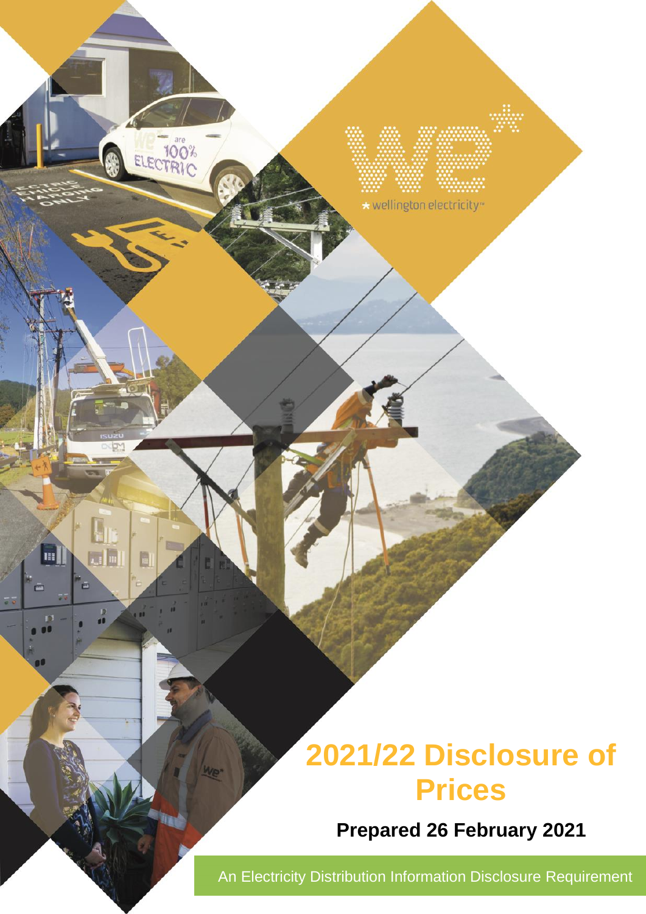# 2021/22 Disclosure of Prices

**Prepared 26 February 2021**

An Electricity Distribution Information Disclosure Requirement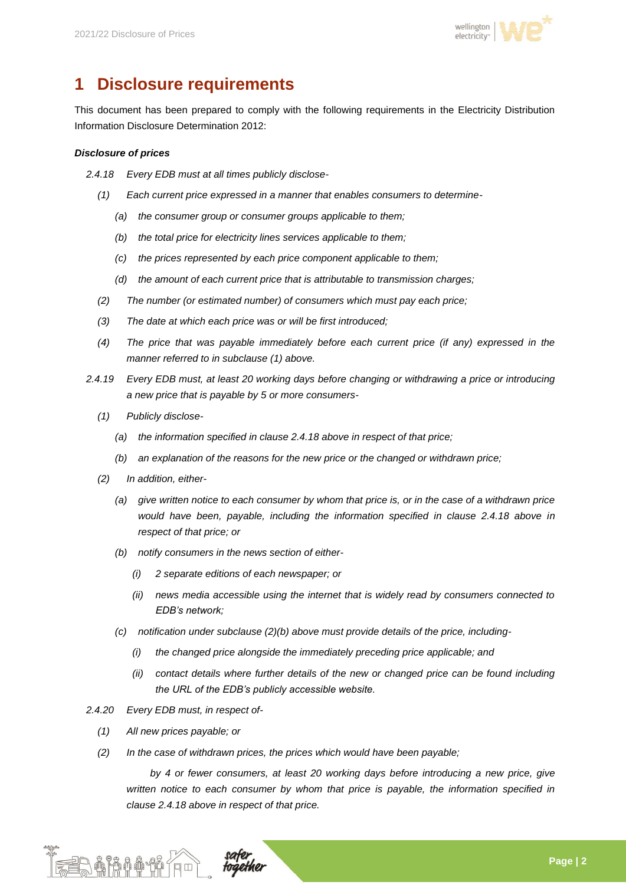# 1 Disclosure requirements

This document has been prepared to comply with the following requirements in the Electricity Distribution Information Disclosure Determination 2012:

***Disclosure of prices***

*2.4.18 Every EDB must at all times publicly disclose-*

*(1) Each current price expressed in a manner that enables consumers to determine-*

*(a) the consumer group or consumer groups applicable to them;*

*(b) the total price for electricity lines services applicable to them;*

*(c) the prices represented by each price component applicable to them;*

*(d) the amount of each current price that is attributable to transmission charges;*

*(2) The number (or estimated number) of consumers which must pay each price;*

*(3) The date at which each price was or will be first introduced;*

*(4) The price that was payable immediately before each current price (if any) expressed in the manner referred to in subclause (1) above.*

*2.4.19 Every EDB must, at least 20 working days before changing or withdrawing a price or introducing a new price that is payable by 5 or more consumers-*

*(1) Publicly disclose-*

*(a) the information specified in clause 2.4.18 above in respect of that price;*

*(b) an explanation of the reasons for the new price or the changed or withdrawn price;*

*(2) In addition, either-*

*(a) give written notice to each consumer by whom that price is, or in the case of a withdrawn price would have been, payable, including the information specified in clause 2.4.18 above in respect of that price; or*

*(b) notify consumers in the news section of either-*

*(i) 2 separate editions of each newspaper; or*

*(ii) news media accessible using the internet that is widely read by consumers connected to EDB's network;*

*(c) notification under subclause (2)(b) above must provide details of the price, including-*

*(i) the changed price alongside the immediately preceding price applicable; and*

*(ii) contact details where further details of the new or changed price can be found including the URL of the EDB's publicly accessible website.*

*2.4.20 Every EDB must, in respect of-*

*(1) All new prices payable; or*

*(2) In the case of withdrawn prices, the prices which would have been payable;*

*by 4 or fewer consumers, at least 20 working days before introducing a new price, give written notice to each consumer by whom that price is payable, the information specified in clause 2.4.18 above in respect of that price.*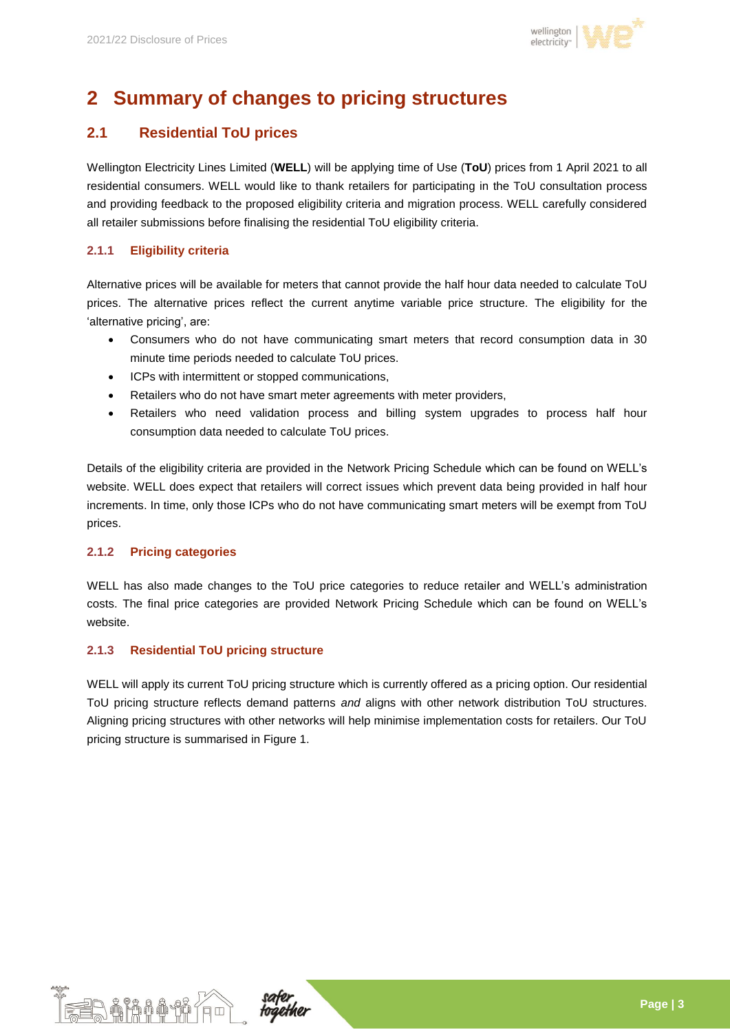# 2 Summary of changes to pricing structures

## 2.1 Residential ToU prices

Wellington Electricity Lines Limited (**WELL**) will be applying time of Use (**ToU**) prices from 1 April 2021 to all residential consumers. WELL would like to thank retailers for participating in the ToU consultation process and providing feedback to the proposed eligibility criteria and migration process. WELL carefully considered all retailer submissions before finalising the residential ToU eligibility criteria.

### 2.1.1 Eligibility criteria

Alternative prices will be available for meters that cannot provide the half hour data needed to calculate ToU prices. The alternative prices reflect the current anytime variable price structure. The eligibility for the 'alternative pricing', are:

- Consumers who do not have communicating smart meters that record consumption data in 30 minute time periods needed to calculate ToU prices.
- ICPs with intermittent or stopped communications,
- Retailers who do not have smart meter agreements with meter providers,
- Retailers who need validation process and billing system upgrades to process half hour consumption data needed to calculate ToU prices.

Details of the eligibility criteria are provided in the Network Pricing Schedule which can be found on WELL's website. WELL does expect that retailers will correct issues which prevent data being provided in half hour increments. In time, only those ICPs who do not have communicating smart meters will be exempt from ToU prices.

### 2.1.2 Pricing categories

WELL has also made changes to the ToU price categories to reduce retailer and WELL's administration costs. The final price categories are provided Network Pricing Schedule which can be found on WELL's website.

### 2.1.3 Residential ToU pricing structure

WELL will apply its current ToU pricing structure which is currently offered as a pricing option. Our residential ToU pricing structure reflects demand patterns *and* aligns with other network distribution ToU structures. Aligning pricing structures with other networks will help minimise implementation costs for retailers. Our ToU pricing structure is summarised in Figure 1.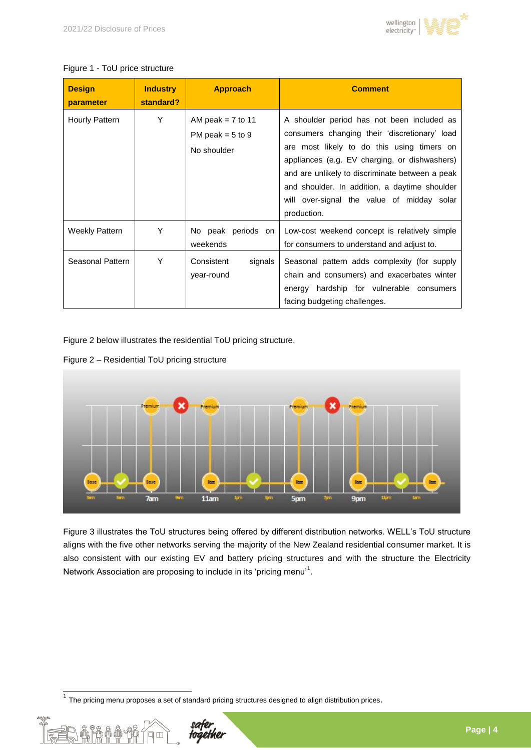Figure 1 - ToU price structure

| Design parameter | Industry standard? | Approach | Comment |
|---|---|---|---|
| Hourly Pattern | Y | AM peak = 7 to 11<br>PM peak = 5 to 9<br>No shoulder | A shoulder period has not been included as consumers changing their 'discretionary' load are most likely to do this using timers on appliances (e.g. EV charging, or dishwashers) and are unlikely to discriminate between a peak and shoulder. In addition, a daytime shoulder will over-signal the value of midday solar production. |
| Weekly Pattern | Y | No peak periods on weekends | Low-cost weekend concept is relatively simple for consumers to understand and adjust to. |
| Seasonal Pattern | Y | Consistent signals year-round | Seasonal pattern adds complexity (for supply chain and consumers) and exacerbates winter energy hardship for vulnerable consumers facing budgeting challenges. |

Figure 2 below illustrates the residential ToU pricing structure.

Figure 2 – Residential ToU pricing structure

Figure 3 illustrates the ToU structures being offered by different distribution networks. WELL's ToU structure aligns with the five other networks serving the majority of the New Zealand residential consumer market. It is also consistent with our existing EV and battery pricing structures and with the structure the Electricity Network Association are proposing to include in its 'pricing menu'[1].

[1] The pricing menu proposes a set of standard pricing structures designed to align distribution prices.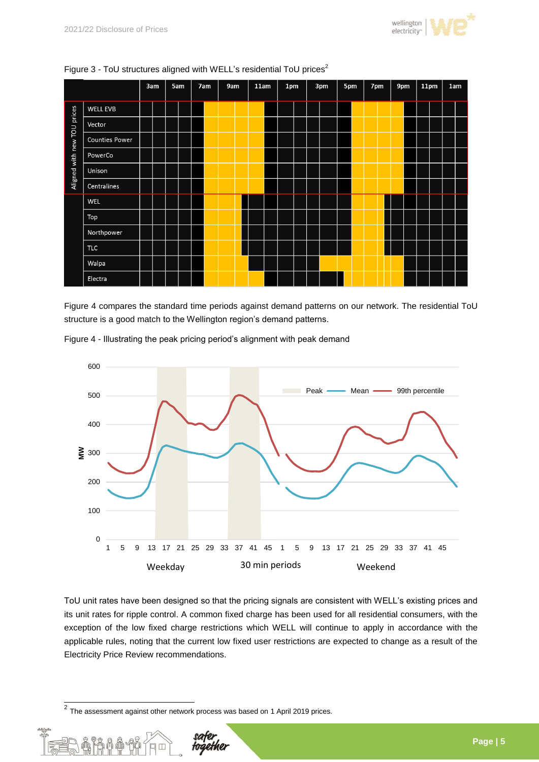Figure 3 - ToU structures aligned with WELL's residential ToU prices[2]

Figure 4 compares the standard time periods against demand patterns on our network. The residential ToU structure is a good match to the Wellington region's demand patterns.

Figure 4 - Illustrating the peak pricing period's alignment with peak demand

ToU unit rates have been designed so that the pricing signals are consistent with WELL's existing prices and its unit rates for ripple control. A common fixed charge has been used for all residential consumers, with the exception of the low fixed charge restrictions which WELL will continue to apply in accordance with the applicable rules, noting that the current low fixed user restrictions are expected to change as a result of the Electricity Price Review recommendations.

[2] The assessment against other network process was based on 1 April 2019 prices.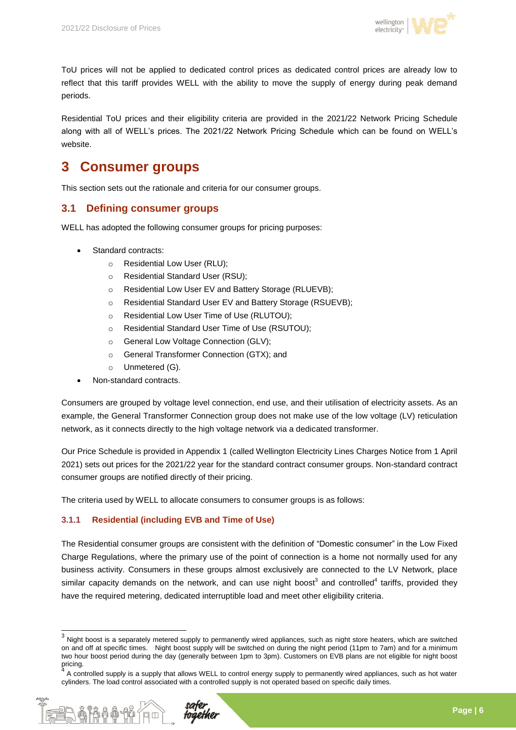ToU prices will not be applied to dedicated control prices as dedicated control prices are already low to reflect that this tariff provides WELL with the ability to move the supply of energy during peak demand periods.

Residential ToU prices and their eligibility criteria are provided in the 2021/22 Network Pricing Schedule along with all of WELL's prices. The 2021/22 Network Pricing Schedule which can be found on WELL's website.

# 3 Consumer groups

This section sets out the rationale and criteria for our consumer groups.

## 3.1 Defining consumer groups

WELL has adopted the following consumer groups for pricing purposes:

- Standard contracts:
  - Residential Low User (RLU);
  - Residential Standard User (RSU);
  - Residential Low User EV and Battery Storage (RLUEVB);
  - Residential Standard User EV and Battery Storage (RSUEVB);
  - Residential Low User Time of Use (RLUTOU);
  - Residential Standard User Time of Use (RSUTOU);
  - General Low Voltage Connection (GLV);
  - General Transformer Connection (GTX); and
  - Unmetered (G).
- Non-standard contracts.

Consumers are grouped by voltage level connection, end use, and their utilisation of electricity assets. As an example, the General Transformer Connection group does not make use of the low voltage (LV) reticulation network, as it connects directly to the high voltage network via a dedicated transformer.

Our Price Schedule is provided in Appendix 1 (called Wellington Electricity Lines Charges Notice from 1 April 2021) sets out prices for the 2021/22 year for the standard contract consumer groups. Non-standard contract consumer groups are notified directly of their pricing.

The criteria used by WELL to allocate consumers to consumer groups is as follows:

### 3.1.1 Residential (including EVB and Time of Use)

The Residential consumer groups are consistent with the definition of "Domestic consumer" in the Low Fixed Charge Regulations, where the primary use of the point of connection is a home not normally used for any business activity. Consumers in these groups almost exclusively are connected to the LV Network, place similar capacity demands on the network, and can use night boost[3] and controlled[4] tariffs, provided they have the required metering, dedicated interruptible load and meet other eligibility criteria.

---

[3] Night boost is a separately metered supply to permanently wired appliances, such as night store heaters, which are switched on and off at specific times. Night boost supply will be switched on during the night period (11pm to 7am) and for a minimum two hour boost period during the day (generally between 1pm to 3pm). Customers on EVB plans are not eligible for night boost pricing.

[4] A controlled supply is a supply that allows WELL to control energy supply to permanently wired appliances, such as hot water cylinders. The load control associated with a controlled supply is not operated based on specific daily times.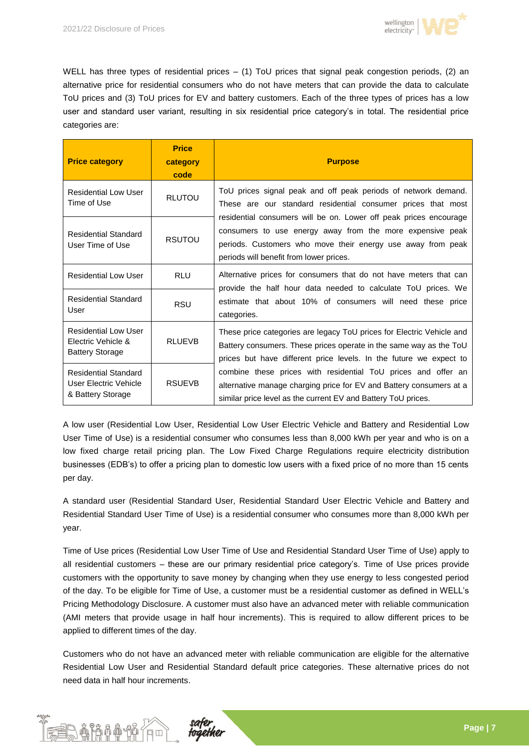WELL has three types of residential prices – (1) ToU prices that signal peak congestion periods, (2) an alternative price for residential consumers who do not have meters that can provide the data to calculate ToU prices and (3) ToU prices for EV and battery customers. Each of the three types of prices has a low user and standard user variant, resulting in six residential price category's in total. The residential price categories are:

| Price category | Price category code | Purpose |
|---|---|---|
| Residential Low User Time of Use | RLUTOU | ToU prices signal peak and off peak periods of network demand. These are our standard residential consumer prices that most residential consumers will be on. Lower off peak prices encourage consumers to use energy away from the more expensive peak periods. Customers who move their energy use away from peak periods will benefit from lower prices. |
| Residential Standard User Time of Use | RSUTOU | |
| Residential Low User | RLU | Alternative prices for consumers that do not have meters that can provide the half hour data needed to calculate ToU prices. We estimate that about 10% of consumers will need these price categories. |
| Residential Standard User | RSU | |
| Residential Low User Electric Vehicle & Battery Storage | RLUEVB | These price categories are legacy ToU prices for Electric Vehicle and Battery consumers. These prices operate in the same way as the ToU prices but have different price levels. In the future we expect to combine these prices with residential ToU prices and offer an alternative manage charging price for EV and Battery consumers at a similar price level as the current EV and Battery ToU prices. |
| Residential Standard User Electric Vehicle & Battery Storage | RSUEVB | |

A low user (Residential Low User, Residential Low User Electric Vehicle and Battery and Residential Low User Time of Use) is a residential consumer who consumes less than 8,000 kWh per year and who is on a low fixed charge retail pricing plan. The Low Fixed Charge Regulations require electricity distribution businesses (EDB's) to offer a pricing plan to domestic low users with a fixed price of no more than 15 cents per day.

A standard user (Residential Standard User, Residential Standard User Electric Vehicle and Battery and Residential Standard User Time of Use) is a residential consumer who consumes more than 8,000 kWh per year.

Time of Use prices (Residential Low User Time of Use and Residential Standard User Time of Use) apply to all residential customers – these are our primary residential price category's. Time of Use prices provide customers with the opportunity to save money by changing when they use energy to less congested period of the day. To be eligible for Time of Use, a customer must be a residential customer as defined in WELL's Pricing Methodology Disclosure. A customer must also have an advanced meter with reliable communication (AMI meters that provide usage in half hour increments). This is required to allow different prices to be applied to different times of the day.

Customers who do not have an advanced meter with reliable communication are eligible for the alternative Residential Low User and Residential Standard default price categories. These alternative prices do not need data in half hour increments.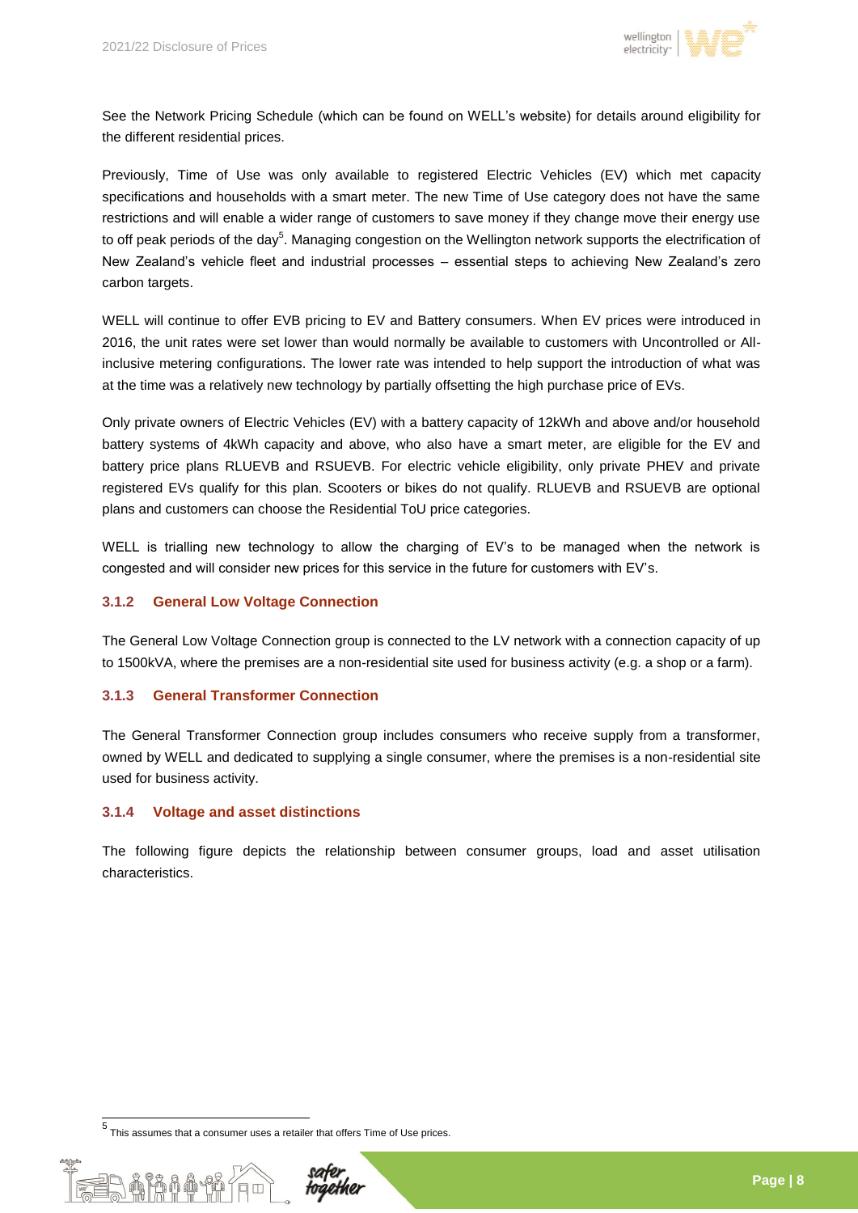See the Network Pricing Schedule (which can be found on WELL's website) for details around eligibility for the different residential prices.

Previously, Time of Use was only available to registered Electric Vehicles (EV) which met capacity specifications and households with a smart meter. The new Time of Use category does not have the same restrictions and will enable a wider range of customers to save money if they change move their energy use to off peak periods of the day[5]. Managing congestion on the Wellington network supports the electrification of New Zealand's vehicle fleet and industrial processes – essential steps to achieving New Zealand's zero carbon targets.

WELL will continue to offer EVB pricing to EV and Battery consumers. When EV prices were introduced in 2016, the unit rates were set lower than would normally be available to customers with Uncontrolled or All-inclusive metering configurations. The lower rate was intended to help support the introduction of what was at the time was a relatively new technology by partially offsetting the high purchase price of EVs.

Only private owners of Electric Vehicles (EV) with a battery capacity of 12kWh and above and/or household battery systems of 4kWh capacity and above, who also have a smart meter, are eligible for the EV and battery price plans RLUEVB and RSUEVB. For electric vehicle eligibility, only private PHEV and private registered EVs qualify for this plan. Scooters or bikes do not qualify. RLUEVB and RSUEVB are optional plans and customers can choose the Residential ToU price categories.

WELL is trialling new technology to allow the charging of EV's to be managed when the network is congested and will consider new prices for this service in the future for customers with EV's.

### 3.1.2 General Low Voltage Connection

The General Low Voltage Connection group is connected to the LV network with a connection capacity of up to 1500kVA, where the premises are a non-residential site used for business activity (e.g. a shop or a farm).

### 3.1.3 General Transformer Connection

The General Transformer Connection group includes consumers who receive supply from a transformer, owned by WELL and dedicated to supplying a single consumer, where the premises is a non-residential site used for business activity.

### 3.1.4 Voltage and asset distinctions

The following figure depicts the relationship between consumer groups, load and asset utilisation characteristics.

---

[5] This assumes that a consumer uses a retailer that offers Time of Use prices.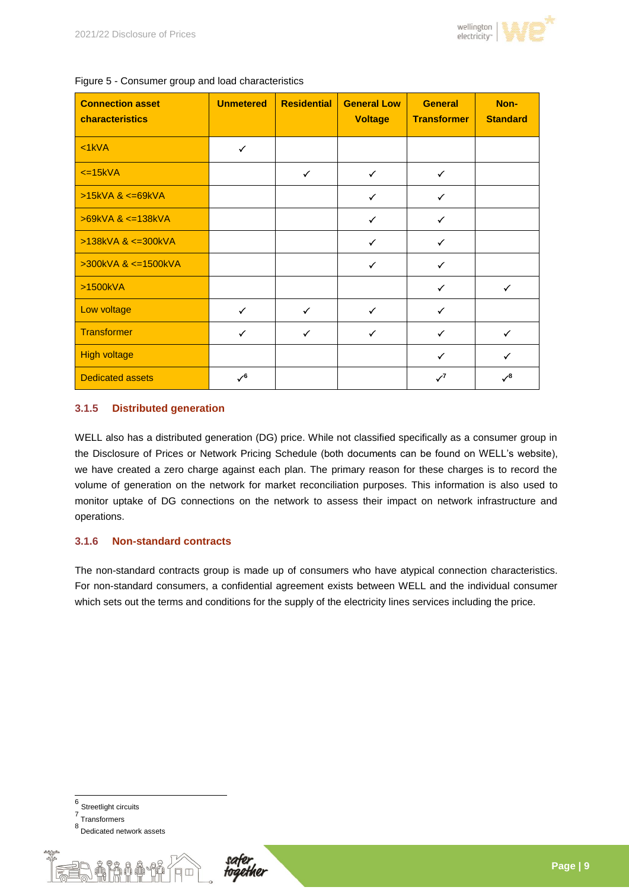Figure 5 - Consumer group and load characteristics

| Connection asset characteristics | Unmetered | Residential | General Low Voltage | General Transformer | Non-Standard |
|---|---|---|---|---|---|
| <1kVA | ✓ | | | | |
| <=15kVA | | ✓ | ✓ | ✓ | |
| >15kVA & <=69kVA | | | ✓ | ✓ | |
| >69kVA & <=138kVA | | | ✓ | ✓ | |
| >138kVA & <=300kVA | | | ✓ | ✓ | |
| >300kVA & <=1500kVA | | | ✓ | ✓ | |
| >1500kVA | | | | ✓ | ✓ |
| Low voltage | ✓ | ✓ | ✓ | ✓ | |
| Transformer | ✓ | ✓ | ✓ | ✓ | ✓ |
| High voltage | | | | ✓ | ✓ |
| Dedicated assets | ✓[6] | | | ✓[7] | ✓[8] |

### 3.1.5 Distributed generation

WELL also has a distributed generation (DG) price. While not classified specifically as a consumer group in the Disclosure of Prices or Network Pricing Schedule (both documents can be found on WELL's website), we have created a zero charge against each plan. The primary reason for these charges is to record the volume of generation on the network for market reconciliation purposes. This information is also used to monitor uptake of DG connections on the network to assess their impact on network infrastructure and operations.

### 3.1.6 Non-standard contracts

The non-standard contracts group is made up of consumers who have atypical connection characteristics. For non-standard consumers, a confidential agreement exists between WELL and the individual consumer which sets out the terms and conditions for the supply of the electricity lines services including the price.

---

[6] Streetlight circuits

[7] Transformers

[8] Dedicated network assets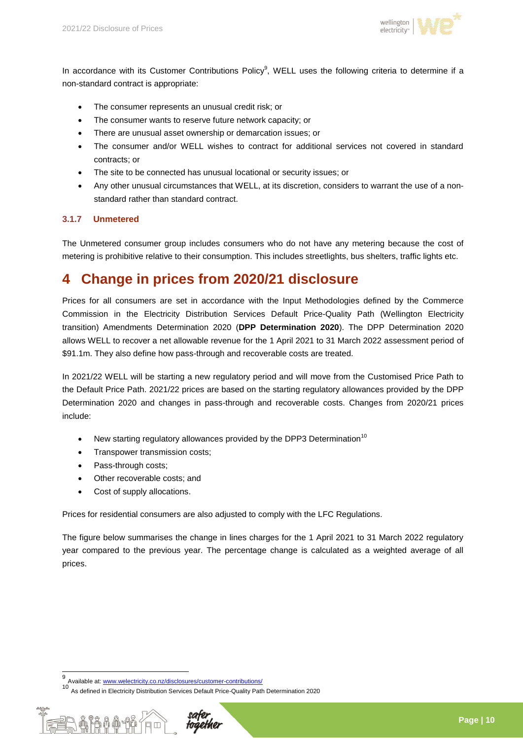In accordance with its Customer Contributions Policy[9], WELL uses the following criteria to determine if a non-standard contract is appropriate:

- The consumer represents an unusual credit risk; or
- The consumer wants to reserve future network capacity; or
- There are unusual asset ownership or demarcation issues; or
- The consumer and/or WELL wishes to contract for additional services not covered in standard contracts; or
- The site to be connected has unusual locational or security issues; or
- Any other unusual circumstances that WELL, at its discretion, considers to warrant the use of a non-standard rather than standard contract.

### 3.1.7 Unmetered

The Unmetered consumer group includes consumers who do not have any metering because the cost of metering is prohibitive relative to their consumption. This includes streetlights, bus shelters, traffic lights etc.

# 4 Change in prices from 2020/21 disclosure

Prices for all consumers are set in accordance with the Input Methodologies defined by the Commerce Commission in the Electricity Distribution Services Default Price-Quality Path (Wellington Electricity transition) Amendments Determination 2020 (**DPP Determination 2020**). The DPP Determination 2020 allows WELL to recover a net allowable revenue for the 1 April 2021 to 31 March 2022 assessment period of $91.1m. They also define how pass-through and recoverable costs are treated.

In 2021/22 WELL will be starting a new regulatory period and will move from the Customised Price Path to the Default Price Path. 2021/22 prices are based on the starting regulatory allowances provided by the DPP Determination 2020 and changes in pass-through and recoverable costs. Changes from 2020/21 prices include:

- New starting regulatory allowances provided by the DPP3 Determination[10]
- Transpower transmission costs;
- Pass-through costs;
- Other recoverable costs; and
- Cost of supply allocations.

Prices for residential consumers are also adjusted to comply with the LFC Regulations.

The figure below summarises the change in lines charges for the 1 April 2021 to 31 March 2022 regulatory year compared to the previous year. The percentage change is calculated as a weighted average of all prices.

---

[9] Available at: www.welectricity.co.nz/disclosures/customer-contributions/

[10] As defined in Electricity Distribution Services Default Price-Quality Path Determination 2020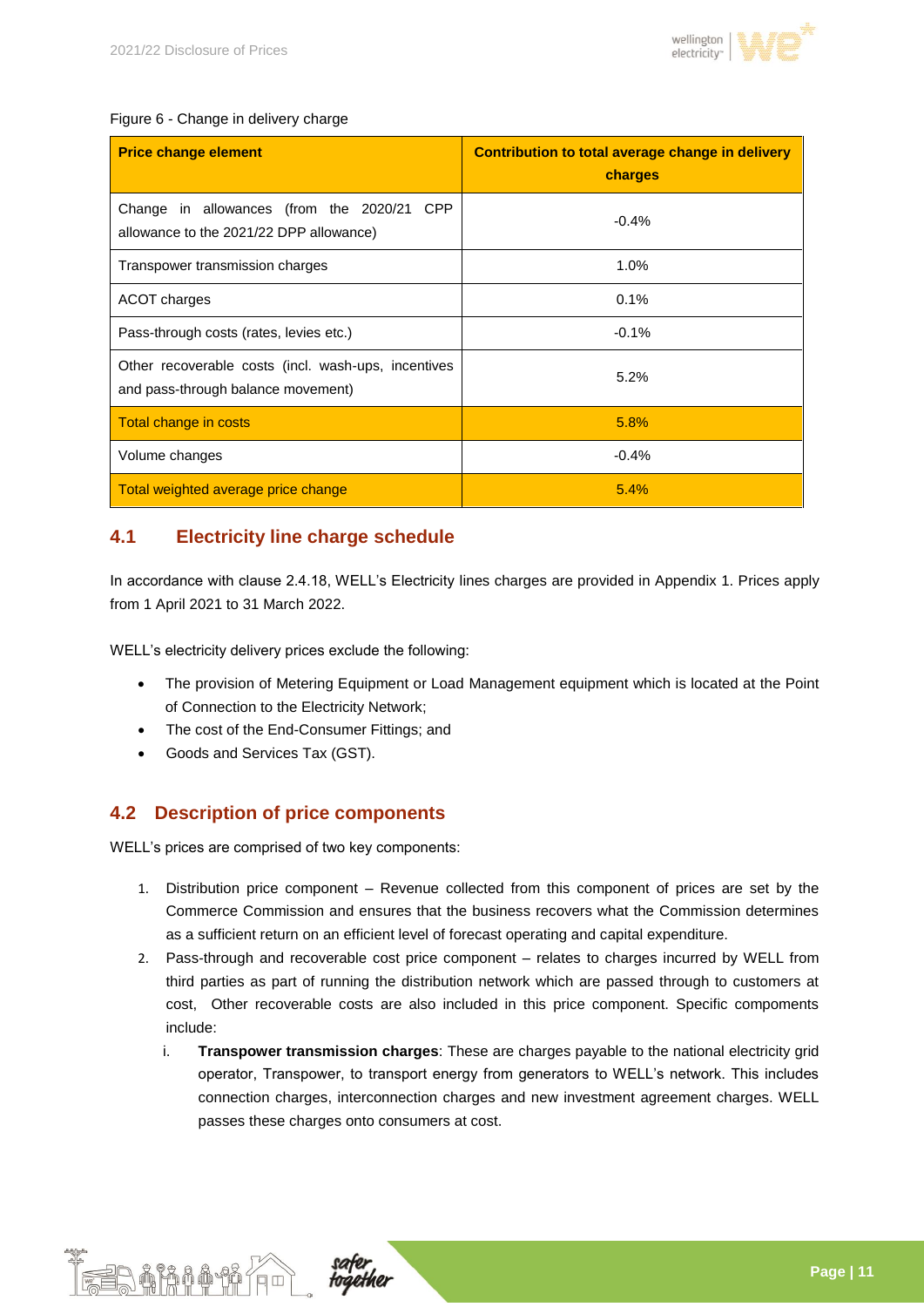Figure 6 - Change in delivery charge

| Price change element | Contribution to total average change in delivery charges |
| --- | --- |
| Change in allowances (from the 2020/21 CPP allowance to the 2021/22 DPP allowance) | -0.4% |
| Transpower transmission charges | 1.0% |
| ACOT charges | 0.1% |
| Pass-through costs (rates, levies etc.) | -0.1% |
| Other recoverable costs (incl. wash-ups, incentives and pass-through balance movement) | 5.2% |
| Total change in costs | 5.8% |
| Volume changes | -0.4% |
| Total weighted average price change | 5.4% |

## 4.1 Electricity line charge schedule

In accordance with clause 2.4.18, WELL's Electricity lines charges are provided in Appendix 1. Prices apply from 1 April 2021 to 31 March 2022.

WELL's electricity delivery prices exclude the following:

- The provision of Metering Equipment or Load Management equipment which is located at the Point of Connection to the Electricity Network;
- The cost of the End-Consumer Fittings; and
- Goods and Services Tax (GST).

## 4.2 Description of price components

WELL's prices are comprised of two key components:

1. Distribution price component – Revenue collected from this component of prices are set by the Commerce Commission and ensures that the business recovers what the Commission determines as a sufficient return on an efficient level of forecast operating and capital expenditure.
2. Pass-through and recoverable cost price component – relates to charges incurred by WELL from third parties as part of running the distribution network which are passed through to customers at cost, Other recoverable costs are also included in this price component. Specific compoments include:
   i. **Transpower transmission charges**: These are charges payable to the national electricity grid operator, Transpower, to transport energy from generators to WELL's network. This includes connection charges, interconnection charges and new investment agreement charges. WELL passes these charges onto consumers at cost.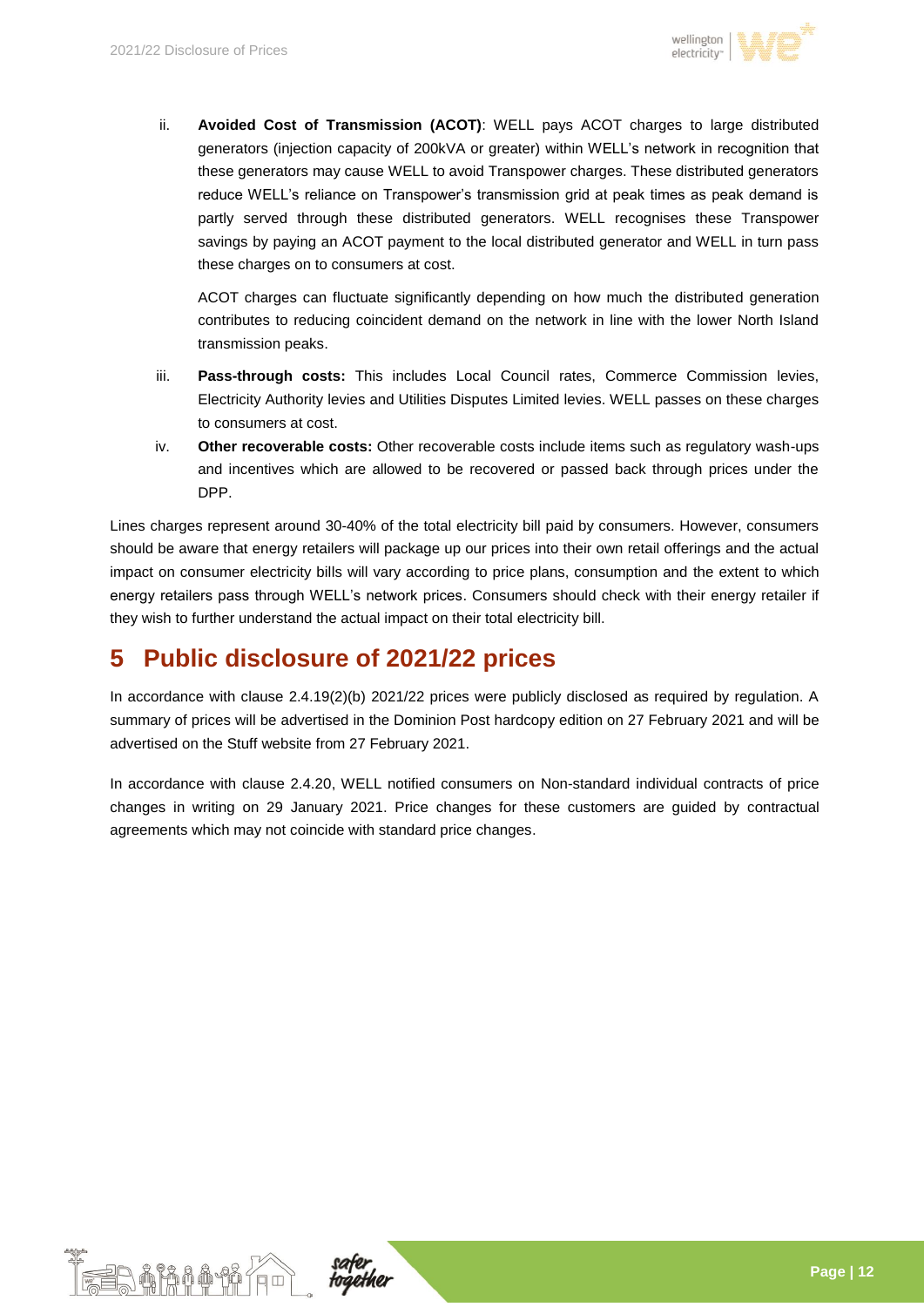ii. **Avoided Cost of Transmission (ACOT)**: WELL pays ACOT charges to large distributed generators (injection capacity of 200kVA or greater) within WELL's network in recognition that these generators may cause WELL to avoid Transpower charges. These distributed generators reduce WELL's reliance on Transpower's transmission grid at peak times as peak demand is partly served through these distributed generators. WELL recognises these Transpower savings by paying an ACOT payment to the local distributed generator and WELL in turn pass these charges on to consumers at cost.

    ACOT charges can fluctuate significantly depending on how much the distributed generation contributes to reducing coincident demand on the network in line with the lower North Island transmission peaks.

iii. **Pass-through costs:** This includes Local Council rates, Commerce Commission levies, Electricity Authority levies and Utilities Disputes Limited levies. WELL passes on these charges to consumers at cost.

iv. **Other recoverable costs:** Other recoverable costs include items such as regulatory wash-ups and incentives which are allowed to be recovered or passed back through prices under the DPP.

Lines charges represent around 30-40% of the total electricity bill paid by consumers. However, consumers should be aware that energy retailers will package up our prices into their own retail offerings and the actual impact on consumer electricity bills will vary according to price plans, consumption and the extent to which energy retailers pass through WELL's network prices. Consumers should check with their energy retailer if they wish to further understand the actual impact on their total electricity bill.

# 5 Public disclosure of 2021/22 prices

In accordance with clause 2.4.19(2)(b) 2021/22 prices were publicly disclosed as required by regulation. A summary of prices will be advertised in the Dominion Post hardcopy edition on 27 February 2021 and will be advertised on the Stuff website from 27 February 2021.

In accordance with clause 2.4.20, WELL notified consumers on Non-standard individual contracts of price changes in writing on 29 January 2021. Price changes for these customers are guided by contractual agreements which may not coincide with standard price changes.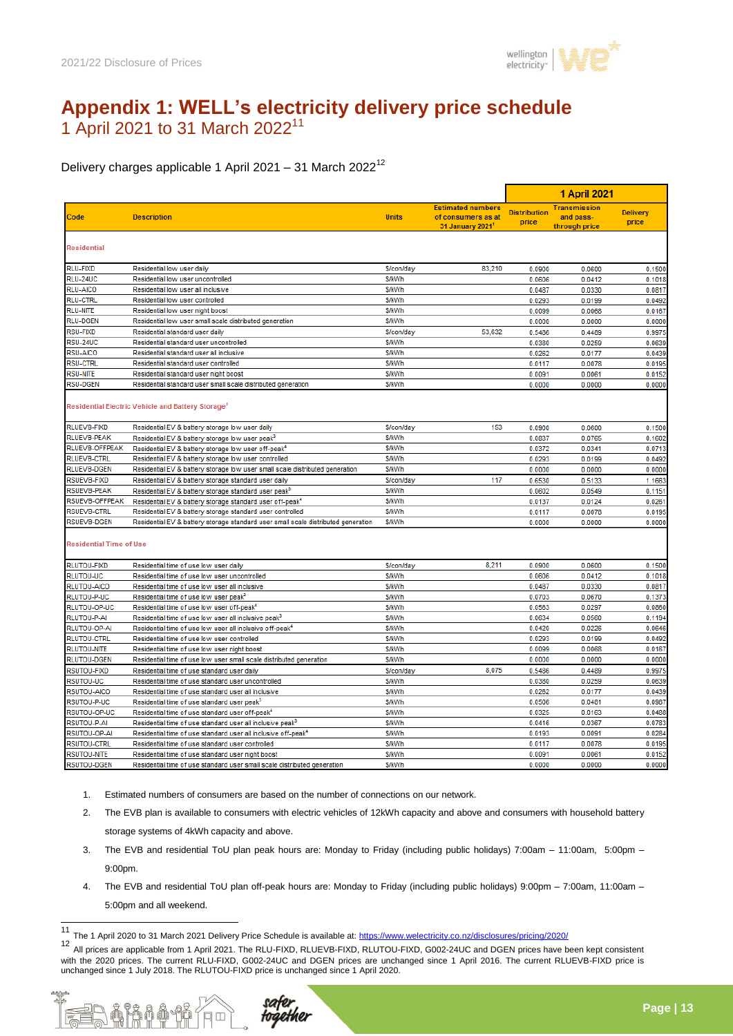# Appendix 1: WELL's electricity delivery price schedule

1 April 2021 to 31 March 2022[11]

Delivery charges applicable 1 April 2021 – 31 March 2022[12]

| Code | Description | Units | Estimated numbers of consumers as at 31 January 2021[1] | 1 April 2021 | | |
|---|---|---|---|---|---|---|
| | | | | Distribution price | Transmission and pass-through price | Delivery price |
| **Residential** | | | | | | |
| RLU-FIXD | Residential low user daily | $/con/day | 83,210 | 0.0900 | 0.0600 | 0.1500 |
| RLU-24UC | Residential low user uncontrolled | $/kWh | | 0.0606 | 0.0412 | 0.1018 |
| RLU-AICO | Residential low user all inclusive | $/kWh | | 0.0487 | 0.0330 | 0.0817 |
| RLU-CTRL | Residential low user controlled | $/kWh | | 0.0293 | 0.0199 | 0.0492 |
| RLU-NITE | Residential low user night boost | $/kWh | | 0.0099 | 0.0068 | 0.0167 |
| RLU-DGEN | Residential low user small scale distributed generation | $/kWh | | 0.0000 | 0.0000 | 0.0000 |
| RSU-FIXD | Residential standard user daily | $/con/day | 53,632 | 0.5486 | 0.4489 | 0.9975 |
| RSU-24UC | Residential standard user uncontrolled | $/kWh | | 0.0380 | 0.0259 | 0.0639 |
| RSU-AICO | Residential standard user all inclusive | $/kWh | | 0.0262 | 0.0177 | 0.0439 |
| RSU-CTRL | Residential standard user controlled | $/kWh | | 0.0117 | 0.0078 | 0.0195 |
| RSU-NITE | Residential standard user night boost | $/kWh | | 0.0091 | 0.0061 | 0.0152 |
| RSU-DGEN | Residential standard user small scale distributed generation | $/kWh | | 0.0000 | 0.0000 | 0.0000 |
| **Residential Electric Vehicle and Battery Storage[2]** | | | | | | |
| RLUEVB-FIXD | Residential EV & battery storage low user daily | $/con/day | 153 | 0.0900 | 0.0600 | 0.1500 |
| RLUEVB-PEAK | Residential EV & battery storage low user peak[3] | $/kWh | | 0.0837 | 0.0765 | 0.1602 |
| RLUEVB-OFFPEAK | Residential EV & battery storage low user off-peak[4] | $/kWh | | 0.0372 | 0.0341 | 0.0713 |
| RLUEVB-CTRL | Residential EV & battery storage low user controlled | $/kWh | | 0.0293 | 0.0199 | 0.0492 |
| RLUEVB-DGEN | Residential EV & battery storage low user small scale distributed generation | $/kWh | | 0.0000 | 0.0000 | 0.0000 |
| RSUEVB-FIXD | Residential EV & battery storage standard user daily | $/con/day | 117 | 0.6530 | 0.5133 | 1.1663 |
| RSUEVB-PEAK | Residential EV & battery storage standard user peak[3] | $/kWh | | 0.0602 | 0.0549 | 0.1151 |
| RSUEVB-OFFPEAK | Residential EV & battery storage standard user off-peak[4] | $/kWh | | 0.0137 | 0.0124 | 0.0261 |
| RSUEVB-CTRL | Residential EV & battery storage standard user controlled | $/kWh | | 0.0117 | 0.0078 | 0.0195 |
| RSUEVB-DGEN | Residential EV & battery storage standard user small scale distributed generation | $/kWh | | 0.0000 | 0.0000 | 0.0000 |
| **Residential Time of Use** | | | | | | |
| RLUTOU-FIXD | Residential time of use low user daily | $/con/day | 8,211 | 0.0900 | 0.0600 | 0.1500 |
| RLUTOU-UC | Residential time of use low user uncontrolled | $/kWh | | 0.0606 | 0.0412 | 0.1018 |
| RLUTOU-AICO | Residential time of use low user all inclusive | $/kWh | | 0.0487 | 0.0330 | 0.0817 |
| RLUTOU-P-UC | Residential time of use low user peak[3] | $/kWh | | 0.0703 | 0.0670 | 0.1373 |
| RLUTOU-OP-UC | Residential time of use low user off-peak[4] | $/kWh | | 0.0563 | 0.0297 | 0.0860 |
| RLUTOU-P-AI | Residential time of use low user all inclusive peak[3] | $/kWh | | 0.0634 | 0.0560 | 0.1194 |
| RLUTOU-OP-AI | Residential time of use low user all inclusive off-peak[4] | $/kWh | | 0.0420 | 0.0226 | 0.0646 |
| RLUTOU-CTRL | Residential time of use low user controlled | $/kWh | | 0.0293 | 0.0199 | 0.0492 |
| RLUTOU-NITE | Residential time of use low user night boost | $/kWh | | 0.0099 | 0.0068 | 0.0167 |
| RLUTOU-DGEN | Residential time of use low user small scale distributed generation | $/kWh | | 0.0000 | 0.0000 | 0.0000 |
| RSUTOU-FIXD | Residential time of use standard user daily | $/con/day | 8,075 | 0.5486 | 0.4489 | 0.9975 |
| RSUTOU-UC | Residential time of use standard user uncontrolled | $/kWh | | 0.0380 | 0.0259 | 0.0639 |
| RSUTOU-AICO | Residential time of use standard user all inclusive | $/kWh | | 0.0262 | 0.0177 | 0.0439 |
| RSUTOU-P-UC | Residential time of use standard user peak[3] | $/kWh | | 0.0506 | 0.0481 | 0.0987 |
| RSUTOU-OP-UC | Residential time of use standard user off-peak[4] | $/kWh | | 0.0325 | 0.0163 | 0.0488 |
| RSUTOU-P-AI | Residential time of use standard user all inclusive peak[3] | $/kWh | | 0.0416 | 0.0367 | 0.0783 |
| RSUTOU-OP-AI | Residential time of use standard user all inclusive off-peak[4] | $/kWh | | 0.0193 | 0.0091 | 0.0284 |
| RSUTOU-CTRL | Residential time of use standard user controlled | $/kWh | | 0.0117 | 0.0078 | 0.0195 |
| RSUTOU-NITE | Residential time of use standard user night boost | $/kWh | | 0.0091 | 0.0061 | 0.0152 |
| RSUTOU-DGEN | Residential time of use standard user small scale distributed generation | $/kWh | | 0.0000 | 0.0000 | 0.0000 |

1. Estimated numbers of consumers are based on the number of connections on our network.
2. The EVB plan is available to consumers with electric vehicles of 12kWh capacity and above and consumers with household battery storage systems of 4kWh capacity and above.
3. The EVB and residential ToU plan peak hours are: Monday to Friday (including public holidays) 7:00am – 11:00am, 5:00pm – 9:00pm.
4. The EVB and residential ToU plan off-peak hours are: Monday to Friday (including public holidays) 9:00pm – 7:00am, 11:00am – 5:00pm and all weekend.

---

[11] The 1 April 2020 to 31 March 2021 Delivery Price Schedule is available at: https://www.welectricity.co.nz/disclosures/pricing/2020/

[12] All prices are applicable from 1 April 2021. The RLU-FIXD, RLUEVB-FIXD, RLUTOU-FIXD, G002-24UC and DGEN prices have been kept consistent with the 2020 prices. The current RLU-FIXD, G002-24UC and DGEN prices are unchanged since 1 April 2016. The current RLUEVB-FIXD price is unchanged since 1 July 2018. The RLUTOU-FIXD price is unchanged since 1 April 2020.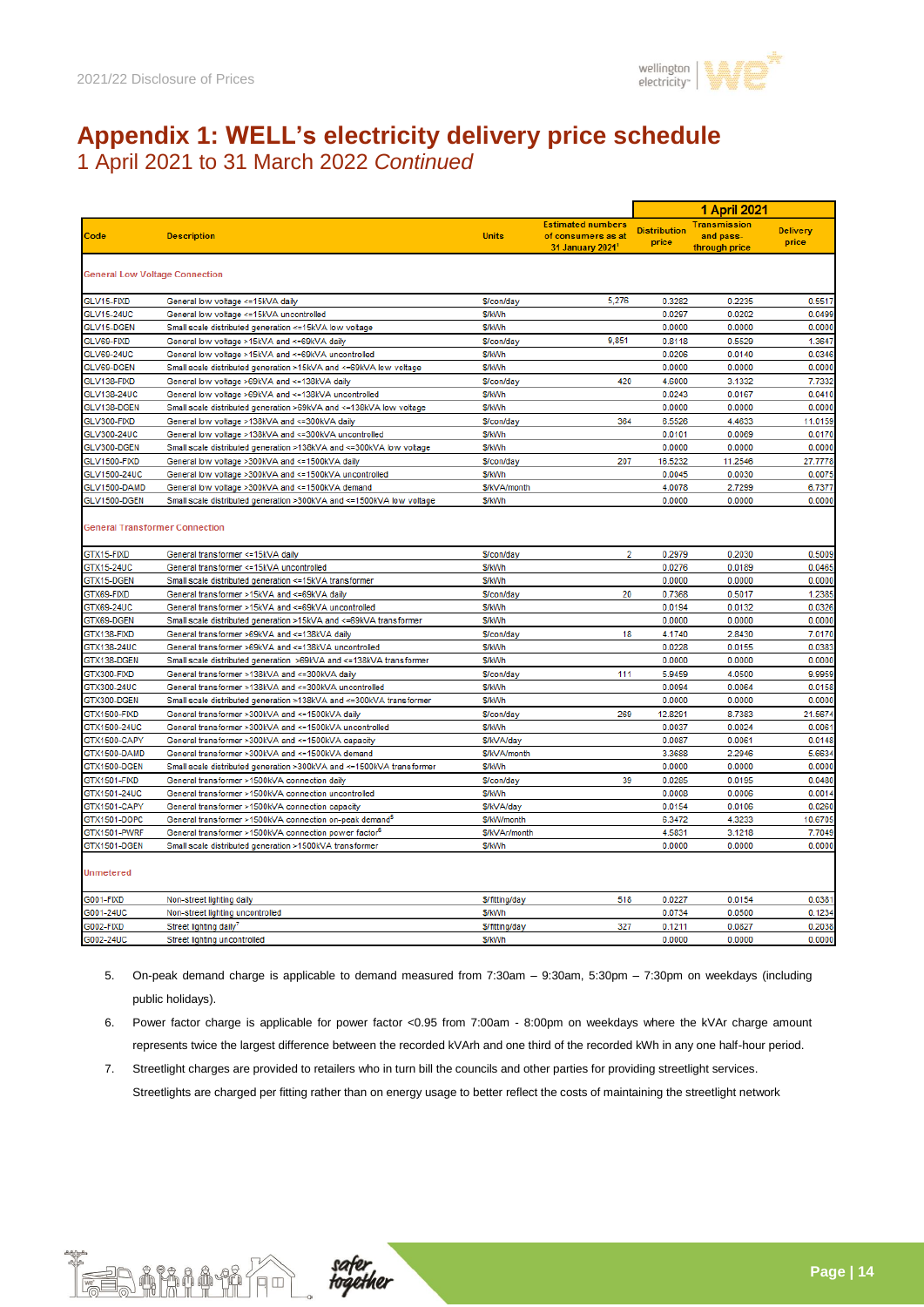# Appendix 1: WELL's electricity delivery price schedule

1 April 2021 to 31 March 2022 *Continued*

| | | | | 1 April 2021 | | |
|---|---|---|---|---|---|---|
| Code | Description | Units | Estimated numbers of consumers as at 31 January 2021[1] | Distribution price | Transmission and pass-through price | Delivery price |
| General Low Voltage Connection | | | | | | |
| GLV15-FIXD | General low voltage <=15kVA daily | $/con/day | 5,276 | 0.3282 | 0.2235 | 0.5517 |
| GLV15-24UC | General low voltage <=15kVA uncontrolled | $/kWh | | 0.0297 | 0.0202 | 0.0499 |
| GLV15-DGEN | Small scale distributed generation <=15kVA low voltage | $/kWh | | 0.0000 | 0.0000 | 0.0000 |
| GLV69-FIXD | General low voltage >15kVA and <=69kVA daily | $/con/day | 9,851 | 0.8118 | 0.5529 | 1.3647 |
| GLV69-24UC | General low voltage >15kVA and <=69kVA uncontrolled | $/kWh | | 0.0206 | 0.0140 | 0.0346 |
| GLV69-DGEN | Small scale distributed generation >15kVA and <=69kVA low voltage | $/kWh | | 0.0000 | 0.0000 | 0.0000 |
| GLV138-FIXD | General low voltage >69kVA and <=138kVA daily | $/con/day | 420 | 4.6000 | 3.1332 | 7.7332 |
| GLV138-24UC | General low voltage >69kVA and <=138kVA uncontrolled | $/kWh | | 0.0243 | 0.0167 | 0.0410 |
| GLV138-DGEN | Small scale distributed generation >69kVA and <=138kVA low voltage | $/kWh | | 0.0000 | 0.0000 | 0.0000 |
| GLV300-FIXD | General low voltage >138kVA and <=300kVA daily | $/con/day | 364 | 6.5526 | 4.4633 | 11.0159 |
| GLV300-24UC | General low voltage >138kVA and <=300kVA uncontrolled | $/kWh | | 0.0101 | 0.0069 | 0.0170 |
| GLV300-DGEN | Small scale distributed generation >138kVA and <=300kVA low voltage | $/kWh | | 0.0000 | 0.0000 | 0.0000 |
| GLV1500-FIXD | General low voltage >300kVA and <=1500kVA daily | $/con/day | 207 | 16.5232 | 11.2546 | 27.7778 |
| GLV1500-24UC | General low voltage >300kVA and <=1500kVA uncontrolled | $/kWh | | 0.0045 | 0.0030 | 0.0075 |
| GLV1500-DAMD | General low voltage >300kVA and <=1500kVA demand | $/kVA/month | | 4.0078 | 2.7299 | 6.7377 |
| GLV1500-DGEN | Small scale distributed generation >300kVA and <=1500kVA low voltage | $/kWh | | 0.0000 | 0.0000 | 0.0000 |
| General Transformer Connection | | | | | | |
| GTX15-FIXD | General transformer <=15kVA daily | $/con/day | 2 | 0.2979 | 0.2030 | 0.5009 |
| GTX15-24UC | General transformer <=15kVA uncontrolled | $/kWh | | 0.0276 | 0.0189 | 0.0465 |
| GTX15-DGEN | Small scale distributed generation <=15kVA transformer | $/kWh | | 0.0000 | 0.0000 | 0.0000 |
| GTX69-FIXD | General transformer >15kVA and <=69kVA daily | $/con/day | 20 | 0.7368 | 0.5017 | 1.2385 |
| GTX69-24UC | General transformer >15kVA and <=69kVA uncontrolled | $/kWh | | 0.0194 | 0.0132 | 0.0326 |
| GTX69-DGEN | Small scale distributed generation >15kVA and <=69kVA transformer | $/kWh | | 0.0000 | 0.0000 | 0.0000 |
| GTX138-FIXD | General transformer >69kVA and <=138kVA daily | $/con/day | 18 | 4.1740 | 2.8430 | 7.0170 |
| GTX138-24UC | General transformer >69kVA and <=138kVA uncontrolled | $/kWh | | 0.0228 | 0.0155 | 0.0383 |
| GTX138-DGEN | Small scale distributed generation >69kVA and <=138kVA transformer | $/kWh | | 0.0000 | 0.0000 | 0.0000 |
| GTX300-FIXD | General transformer >138kVA and <=300kVA daily | $/con/day | 111 | 5.9459 | 4.0500 | 9.9959 |
| GTX300-24UC | General transformer >138kVA and <=300kVA uncontrolled | $/kWh | | 0.0094 | 0.0064 | 0.0158 |
| GTX300-DGEN | Small scale distributed generation >138kVA and <=300kVA transformer | $/kWh | | 0.0000 | 0.0000 | 0.0000 |
| GTX1500-FIXD | General transformer >300kVA and <=1500kVA daily | $/con/day | 269 | 12.8291 | 8.7383 | 21.5674 |
| GTX1500-24UC | General transformer >300kVA and <=1500kVA uncontrolled | $/kWh | | 0.0037 | 0.0024 | 0.0061 |
| GTX1500-CAPY | General transformer >300kVA and <=1500kVA capacity | $/kVA/day | | 0.0087 | 0.0061 | 0.0148 |
| GTX1500-DAMD | General transformer >300kVA and <=1500kVA demand | $/kVA/month | | 3.3688 | 2.2946 | 5.6634 |
| GTX1500-DGEN | Small scale distributed generation >300kVA and <=1500kVA transformer | $/kWh | | 0.0000 | 0.0000 | 0.0000 |
| GTX1501-FIXD | General transformer >1500kVA connection daily | $/con/day | 39 | 0.0285 | 0.0195 | 0.0480 |
| GTX1501-24UC | General transformer >1500kVA connection uncontrolled | $/kWh | | 0.0008 | 0.0006 | 0.0014 |
| GTX1501-CAPY | General transformer >1500kVA connection capacity | $/kVA/day | | 0.0154 | 0.0106 | 0.0260 |
| GTX1501-DOPC | General transformer >1500kVA connection on-peak demand[5] | $/kW/month | | 6.3472 | 4.3233 | 10.6705 |
| GTX1501-PWRF | General transformer >1500kVA connection power factor[6] | $/kVAr/month | | 4.5831 | 3.1218 | 7.7049 |
| GTX1501-DGEN | Small scale distributed generation >1500kVA transformer | $/kWh | | 0.0000 | 0.0000 | 0.0000 |
| Unmetered | | | | | | |
| G001-FIXD | Non-street lighting daily | $/fitting/day | 518 | 0.0227 | 0.0154 | 0.0381 |
| G001-24UC | Non-street lighting uncontrolled | $/kWh | | 0.0734 | 0.0500 | 0.1234 |
| G002-FIXD | Street lighting daily[7] | $/fitting/day | 327 | 0.1211 | 0.0827 | 0.2038 |
| G002-24UC | Street lighting uncontrolled | $/kWh | | 0.0000 | 0.0000 | 0.0000 |

5. On-peak demand charge is applicable to demand measured from 7:30am – 9:30am, 5:30pm – 7:30pm on weekdays (including public holidays).
6. Power factor charge is applicable for power factor <0.95 from 7:00am - 8:00pm on weekdays where the kVAr charge amount represents twice the largest difference between the recorded kVArh and one third of the recorded kWh in any one half-hour period.
7. Streetlight charges are provided to retailers who in turn bill the councils and other parties for providing streetlight services. Streetlights are charged per fitting rather than on energy usage to better reflect the costs of maintaining the streetlight network